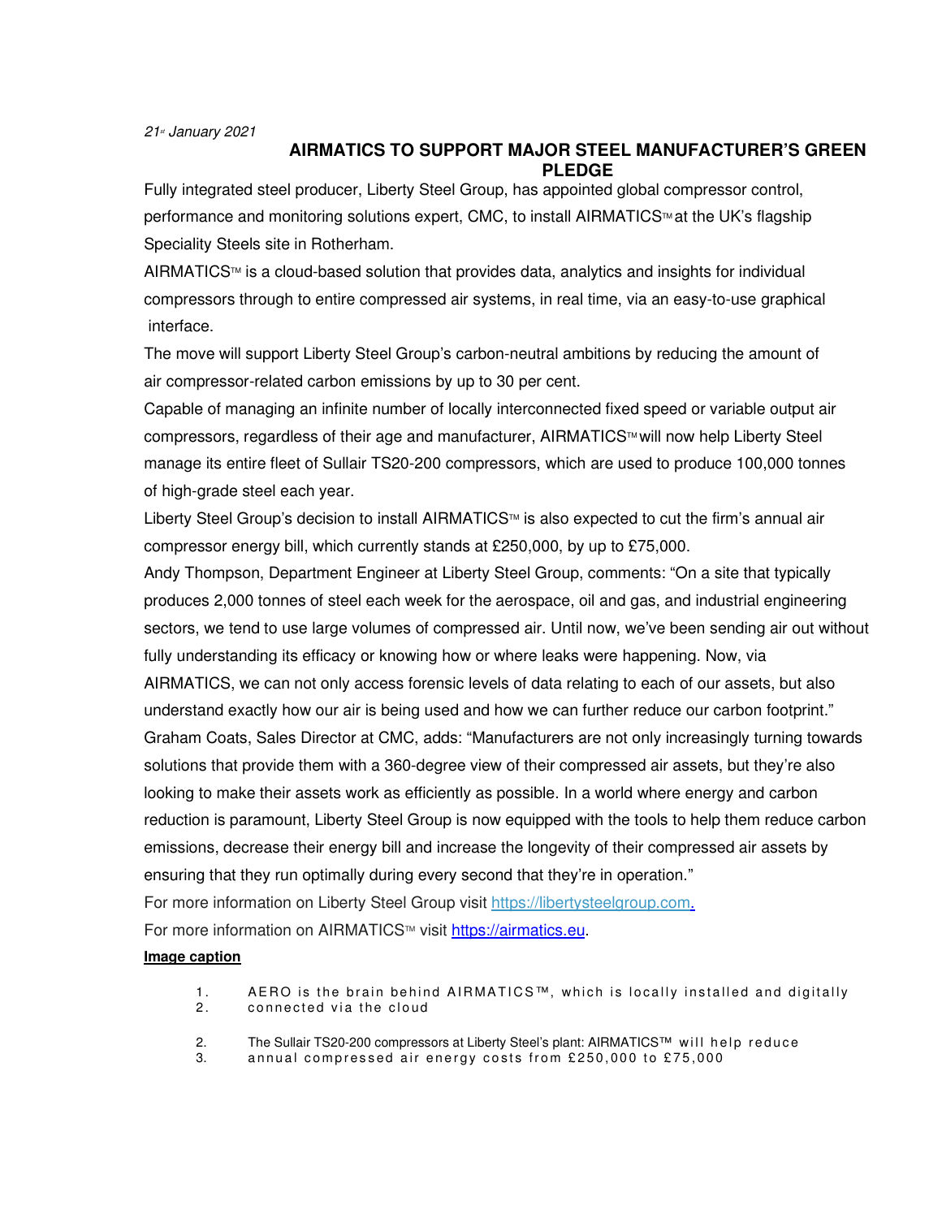*21st January 2021*

**AIRMATICS TO SUPPORT MAJOR STEEL MANUFACTURER'S GREEN PLEDGE**

Fully integrated steel producer, Liberty Steel Group, has appointed global compressor control, performance and monitoring solutions expert, CMC, to install AIRMATICS™ at the UK's flagship Speciality Steels site in Rotherham.

AIRMATICS™ is a cloud-based solution that provides data, analytics and insights for individual compressors through to entire compressed air systems, in real time, via an easy-to-use graphical interface.

The move will support Liberty Steel Group's carbon-neutral ambitions by reducing the amount of air compressor-related carbon emissions by up to 30 per cent.

Capable of managing an infinite number of locally interconnected fixed speed or variable output air compressors, regardless of their age and manufacturer, AIRMATICS™ will now help Liberty Steel manage its entire fleet of Sullair TS20-200 compressors, which are used to produce 100,000 tonnes of high-grade steel each year.

Liberty Steel Group's decision to install AIRMATICS™ is also expected to cut the firm's annual air compressor energy bill, which currently stands at £250,000, by up to £75,000.

Andy Thompson, Department Engineer at Liberty Steel Group, comments: "On a site that typically produces 2,000 tonnes of steel each week for the aerospace, oil and gas, and industrial engineering sectors, we tend to use large volumes of compressed air. Until now, we've been sending air out without fully understanding its efficacy or knowing how or where leaks were happening. Now, via AIRMATICS, we can not only access forensic levels of data relating to each of our assets, but also understand exactly how our air is being used and how we can further reduce our carbon footprint."

Graham Coats, Sales Director at CMC, adds: "Manufacturers are not only increasingly turning towards solutions that provide them with a 360-degree view of their compressed air assets, but they're also looking to make their assets work as efficiently as possible. In a world where energy and carbon reduction is paramount, Liberty Steel Group is now equipped with the tools to help them reduce carbon emissions, decrease their energy bill and increase the longevity of their compressed air assets by ensuring that they run optimally during every second that they're in operation."

For more information on Liberty Steel Group visit https://libertysteelgroup.com.

For more information on AIRMATICS™ visit https://airmatics.eu.

**Image caption**

1. AERO is the brain behind AIRMATICS™, which is locally installed and digitally
2. connected via the cloud

2. The Sullair TS20-200 compressors at Liberty Steel's plant: AIRMATICS™ will help reduce
3. annual compressed air energy costs from £250,000 to £75,000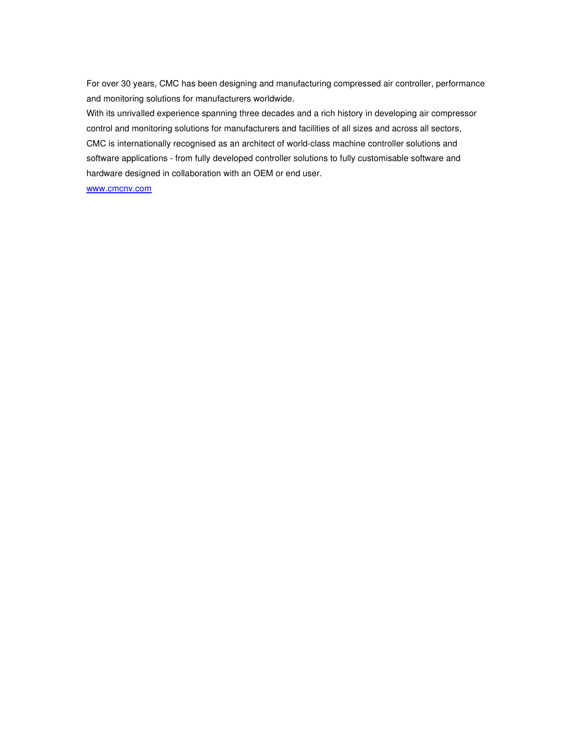For over 30 years, CMC has been designing and manufacturing compressed air controller, performance and monitoring solutions for manufacturers worldwide.

With its unrivalled experience spanning three decades and a rich history in developing air compressor control and monitoring solutions for manufacturers and facilities of all sizes and across all sectors, CMC is internationally recognised as an architect of world-class machine controller solutions and software applications - from fully developed controller solutions to fully customisable software and hardware designed in collaboration with an OEM or end user.

[www.cmcnv.com](http://www.cmcnv.com)